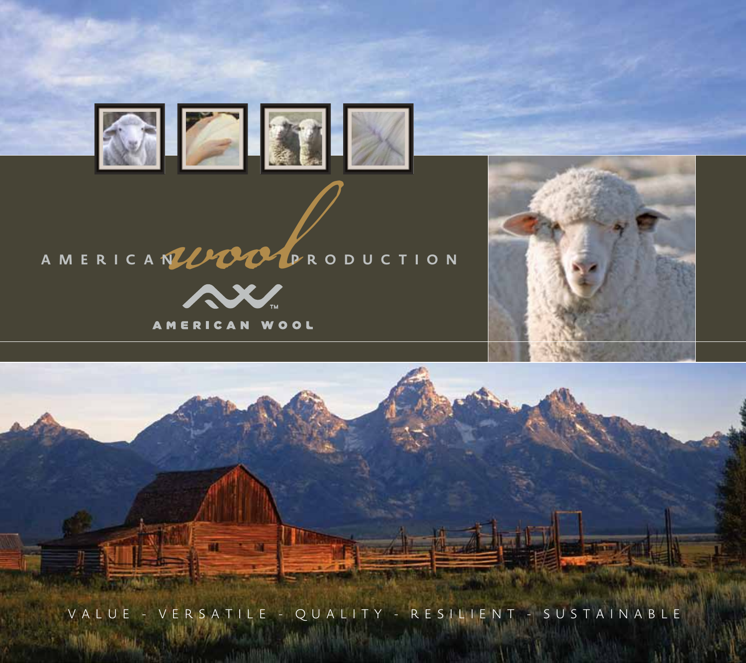# AMERICAN *wool* PRODUCTION

AMERICAN WOOL

VALUE - VERSATILE - QUALITY - RESILIENT - SUSTAINABLE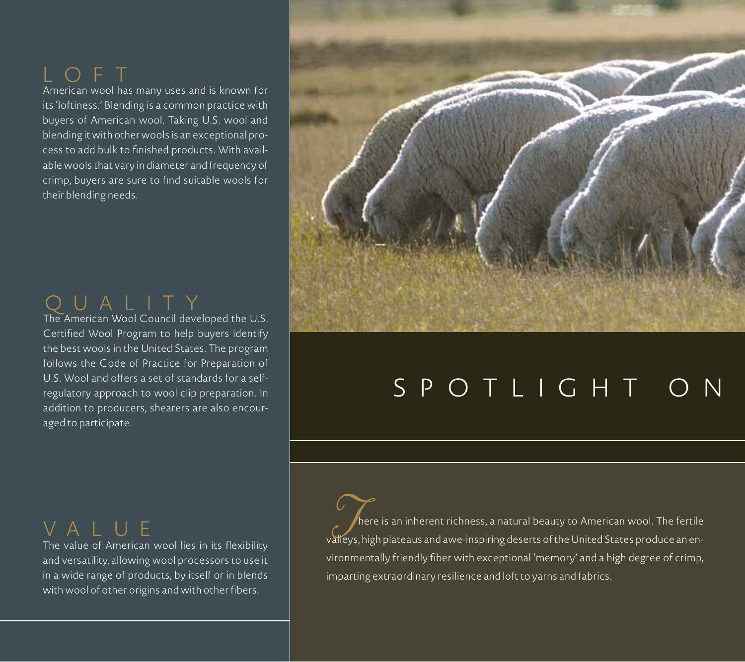## LOFT

American wool has many uses and is known for its 'loftiness.' Blending is a common practice with buyers of American wool. Taking U.S. wool and blending it with other wools is an exceptional process to add bulk to finished products. With available wools that vary in diameter and frequency of crimp, buyers are sure to find suitable wools for their blending needs.

## QUALITY

The American Wool Council developed the U.S. Certified Wool Program to help buyers identify the best wools in the United States. The program follows the Code of Practice for Preparation of U.S. Wool and offers a set of standards for a self-regulatory approach to wool clip preparation. In addition to producers, shearers are also encouraged to participate.

## VALUE

The value of American wool lies in its flexibility and versatility, allowing wool processors to use it in a wide range of products, by itself or in blends with wool of other origins and with other fibers.

# SPOTLIGHT ON

There is an inherent richness, a natural beauty to American wool. The fertile valleys, high plateaus and awe-inspiring deserts of the United States produce an environmentally friendly fiber with exceptional 'memory' and a high degree of crimp, imparting extraordinary resilience and loft to yarns and fabrics.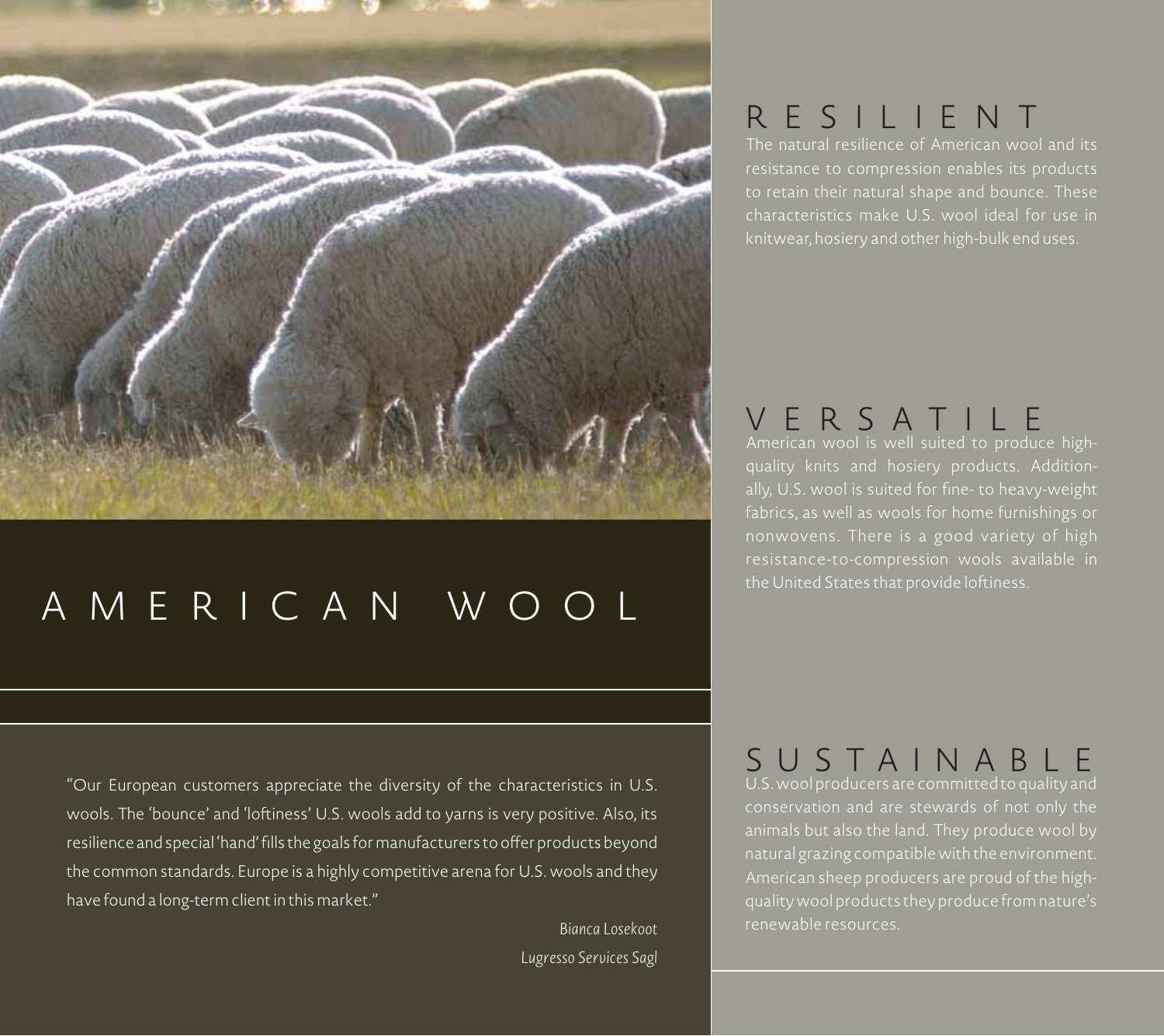# AMERICAN WOOL

"Our European customers appreciate the diversity of the characteristics in U.S. wools. The 'bounce' and 'loftiness' U.S. wools add to yarns is very positive. Also, its resilience and special 'hand' fills the goals for manufacturers to offer products beyond the common standards. Europe is a highly competitive arena for U.S. wools and they have found a long-term client in this market."

*Bianca Losekoot*
*Lugresso Services Sagl*

## RESILIENT

The natural resilience of American wool and its resistance to compression enables its products to retain their natural shape and bounce. These characteristics make U.S. wool ideal for use in knitwear, hosiery and other high-bulk end uses.

## VERSATILE

American wool is well suited to produce high-quality knits and hosiery products. Additionally, U.S. wool is suited for fine- to heavy-weight fabrics, as well as wools for home furnishings or nonwovens. There is a good variety of high resistance-to-compression wools available in the United States that provide loftiness.

## SUSTAINABLE

U.S. wool producers are committed to quality and conservation and are stewards of not only the animals but also the land. They produce wool by natural grazing compatible with the environment. American sheep producers are proud of the high-quality wool products they produce from nature's renewable resources.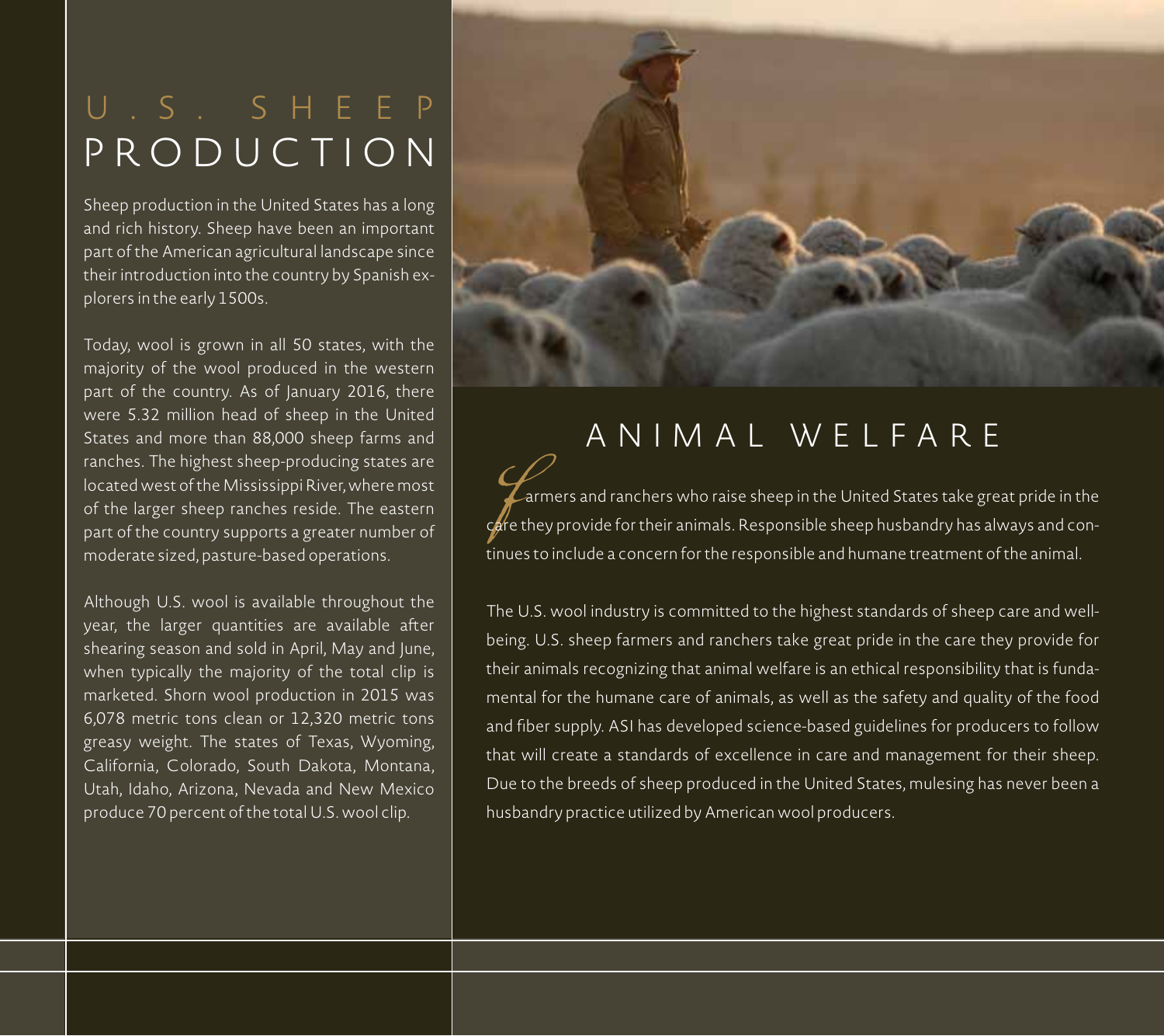# U.S. SHEEP PRODUCTION

Sheep production in the United States has a long and rich history. Sheep have been an important part of the American agricultural landscape since their introduction into the country by Spanish explorers in the early 1500s.

Today, wool is grown in all 50 states, with the majority of the wool produced in the western part of the country. As of January 2016, there were 5.32 million head of sheep in the United States and more than 88,000 sheep farms and ranches. The highest sheep-producing states are located west of the Mississippi River, where most of the larger sheep ranches reside. The eastern part of the country supports a greater number of moderate sized, pasture-based operations.

Although U.S. wool is available throughout the year, the larger quantities are available after shearing season and sold in April, May and June, when typically the majority of the total clip is marketed. Shorn wool production in 2015 was 6,078 metric tons clean or 12,320 metric tons greasy weight. The states of Texas, Wyoming, California, Colorado, South Dakota, Montana, Utah, Idaho, Arizona, Nevada and New Mexico produce 70 percent of the total U.S. wool clip.

# ANIMAL WELFARE

Farmers and ranchers who raise sheep in the United States take great pride in the care they provide for their animals. Responsible sheep husbandry has always and continues to include a concern for the responsible and humane treatment of the animal.

The U.S. wool industry is committed to the highest standards of sheep care and well-being. U.S. sheep farmers and ranchers take great pride in the care they provide for their animals recognizing that animal welfare is an ethical responsibility that is fundamental for the humane care of animals, as well as the safety and quality of the food and fiber supply. ASI has developed science-based guidelines for producers to follow that will create a standards of excellence in care and management for their sheep. Due to the breeds of sheep produced in the United States, mulesing has never been a husbandry practice utilized by American wool producers.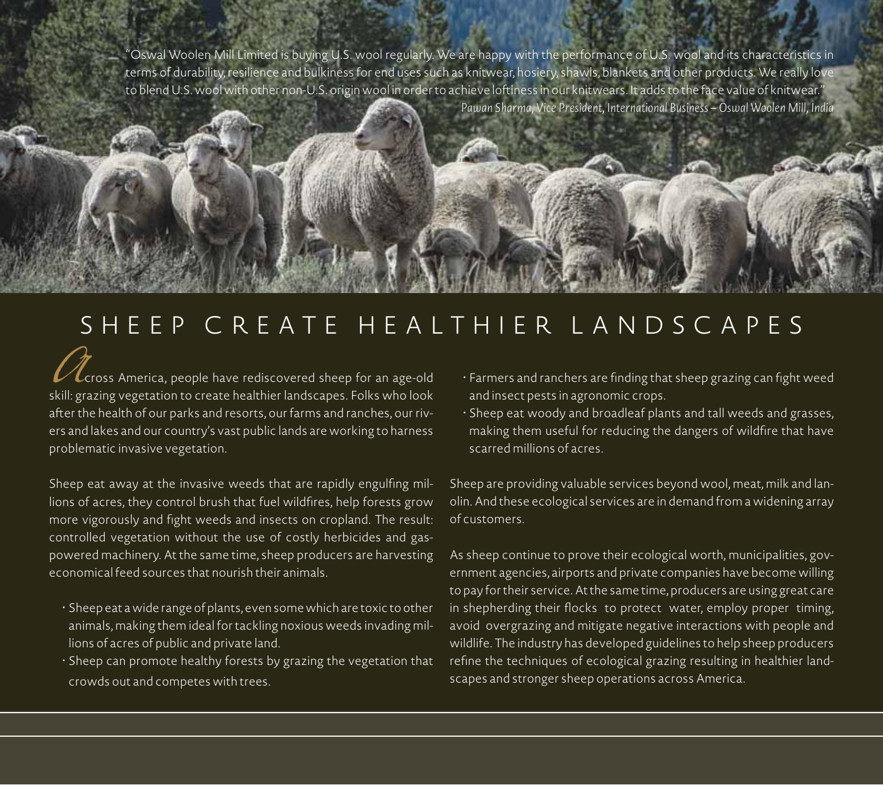> "Oswal Woolen Mill Limited is buying U.S. wool regularly. We are happy with the performance of U.S. wool and its characteristics in terms of durability, resilience and bulkiness for end uses such as knitwear, hosiery, shawls, blankets and other products. We really love to blend U.S. wool with other non-U.S. origin wool in order to achieve loftiness in our knitwears. It adds to the face value of knitwear."
>
> *Pawan Sharma, Vice President, International Business – Oswal Woolen Mill, India*

# SHEEP CREATE HEALTHIER LANDSCAPES

Across America, people have rediscovered sheep for an age-old skill: grazing vegetation to create healthier landscapes. Folks who look after the health of our parks and resorts, our farms and ranches, our rivers and lakes and our country's vast public lands are working to harness problematic invasive vegetation.

Sheep eat away at the invasive weeds that are rapidly engulfing millions of acres, they control brush that fuel wildfires, help forests grow more vigorously and fight weeds and insects on cropland. The result: controlled vegetation without the use of costly herbicides and gas-powered machinery. At the same time, sheep producers are harvesting economical feed sources that nourish their animals.

- Sheep eat a wide range of plants, even some which are toxic to other animals, making them ideal for tackling noxious weeds invading millions of acres of public and private land.
- Sheep can promote healthy forests by grazing the vegetation that crowds out and competes with trees.
- Farmers and ranchers are finding that sheep grazing can fight weed and insect pests in agronomic crops.
- Sheep eat woody and broadleaf plants and tall weeds and grasses, making them useful for reducing the dangers of wildfire that have scarred millions of acres.

Sheep are providing valuable services beyond wool, meat, milk and lanolin. And these ecological services are in demand from a widening array of customers.

As sheep continue to prove their ecological worth, municipalities, government agencies, airports and private companies have become willing to pay for their service. At the same time, producers are using great care in shepherding their flocks to protect water, employ proper timing, avoid overgrazing and mitigate negative interactions with people and wildlife. The industry has developed guidelines to help sheep producers refine the techniques of ecological grazing resulting in healthier landscapes and stronger sheep operations across America.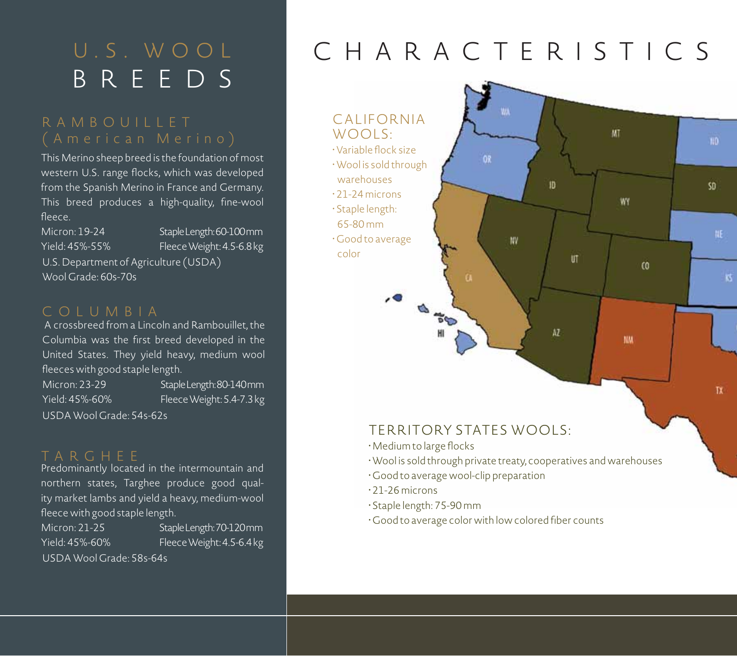# U.S. WOOL BREEDS

## RAMBOUILLET (American Merino)

This Merino sheep breed is the foundation of most western U.S. range flocks, which was developed from the Spanish Merino in France and Germany. This breed produces a high-quality, fine-wool fleece.

Micron: 19-24 — Staple Length: 60-100 mm

Yield: 45%-55% — Fleece Weight: 4.5-6.8 kg

U.S. Department of Agriculture (USDA) Wool Grade: 60s-70s

## COLUMBIA

A crossbreed from a Lincoln and Rambouillet, the Columbia was the first breed developed in the United States. They yield heavy, medium wool fleeces with good staple length.

Micron: 23-29 — Staple Length: 80-140 mm

Yield: 45%-60% — Fleece Weight: 5.4-7.3 kg

USDA Wool Grade: 54s-62s

## TARGHEE

Predominantly located in the intermountain and northern states, Targhee produce good quality market lambs and yield a heavy, medium-wool fleece with good staple length.

Micron: 21-25 — Staple Length: 70-120 mm

Yield: 45%-60% — Fleece Weight: 4.5-6.4 kg

USDA Wool Grade: 58s-64s

# CHARACTERISTICS

### CALIFORNIA WOOLS:

- Variable flock size
- Wool is sold through warehouses
- 21-24 microns
- Staple length: 65-80 mm
- Good to average color

### TERRITORY STATES WOOLS:

- Medium to large flocks
- Wool is sold through private treaty, cooperatives and warehouses
- Good to average wool-clip preparation
- 21-26 microns
- Staple length: 75-90 mm
- Good to average color with low colored fiber counts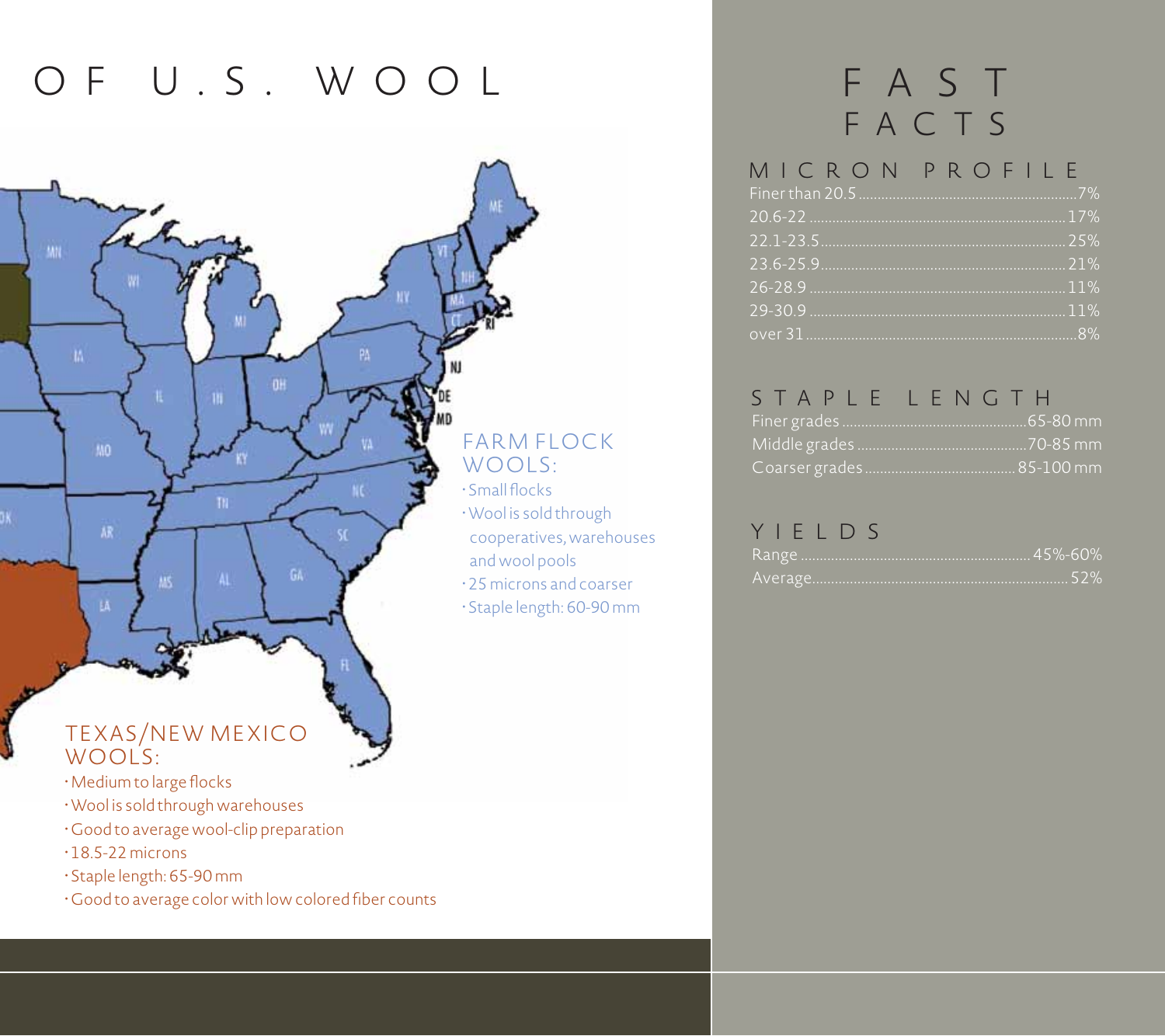# OF U.S. WOOL

## FARM FLOCK WOOLS:

- Small flocks
- Wool is sold through cooperatives, warehouses and wool pools
- 25 microns and coarser
- Staple length: 60-90 mm

## TEXAS/NEW MEXICO WOOLS:

- Medium to large flocks
- Wool is sold through warehouses
- Good to average wool-clip preparation
- 18.5-22 microns
- Staple length: 65-90 mm
- Good to average color with low colored fiber counts

# FAST FACTS

## MICRON PROFILE

| | |
|---|---|
| Finer than 20.5 | 7% |
| 20.6-22 | 17% |
| 22.1-23.5 | 25% |
| 23.6-25.9 | 21% |
| 26-28.9 | 11% |
| 29-30.9 | 11% |
| over 31 | 8% |

## STAPLE LENGTH

| | |
|---|---|
| Finer grades | 65-80 mm |
| Middle grades | 70-85 mm |
| Coarser grades | 85-100 mm |

## YIELDS

| | |
|---|---|
| Range | 45%-60% |
| Average | 52% |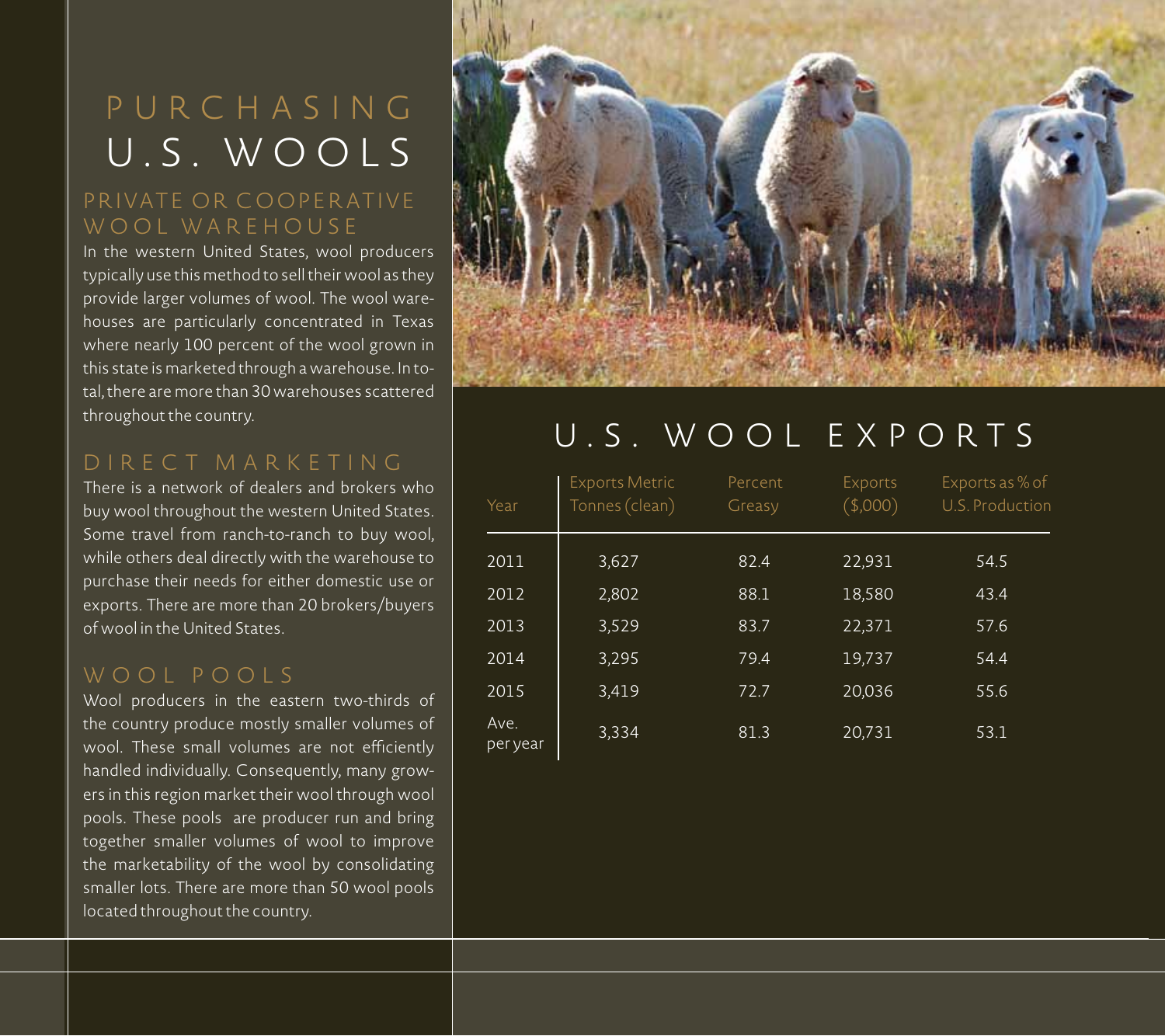# PURCHASING U.S. WOOLS

## PRIVATE OR COOPERATIVE WOOL WAREHOUSE

In the western United States, wool producers typically use this method to sell their wool as they provide larger volumes of wool. The wool warehouses are particularly concentrated in Texas where nearly 100 percent of the wool grown in this state is marketed through a warehouse. In total, there are more than 30 warehouses scattered throughout the country.

## DIRECT MARKETING

There is a network of dealers and brokers who buy wool throughout the western United States. Some travel from ranch-to-ranch to buy wool, while others deal directly with the warehouse to purchase their needs for either domestic use or exports. There are more than 20 brokers/buyers of wool in the United States.

## WOOL POOLS

Wool producers in the eastern two-thirds of the country produce mostly smaller volumes of wool. These small volumes are not efficiently handled individually. Consequently, many growers in this region market their wool through wool pools. These pools are producer run and bring together smaller volumes of wool to improve the marketability of the wool by consolidating smaller lots. There are more than 50 wool pools located throughout the country.

# U.S. WOOL EXPORTS

| Year | Exports Metric Tonnes (clean) | Percent Greasy | Exports ($,000) | Exports as % of U.S. Production |
|---|---|---|---|---|
| 2011 | 3,627 | 82.4 | 22,931 | 54.5 |
| 2012 | 2,802 | 88.1 | 18,580 | 43.4 |
| 2013 | 3,529 | 83.7 | 22,371 | 57.6 |
| 2014 | 3,295 | 79.4 | 19,737 | 54.4 |
| 2015 | 3,419 | 72.7 | 20,036 | 55.6 |
| Ave. per year | 3,334 | 81.3 | 20,731 | 53.1 |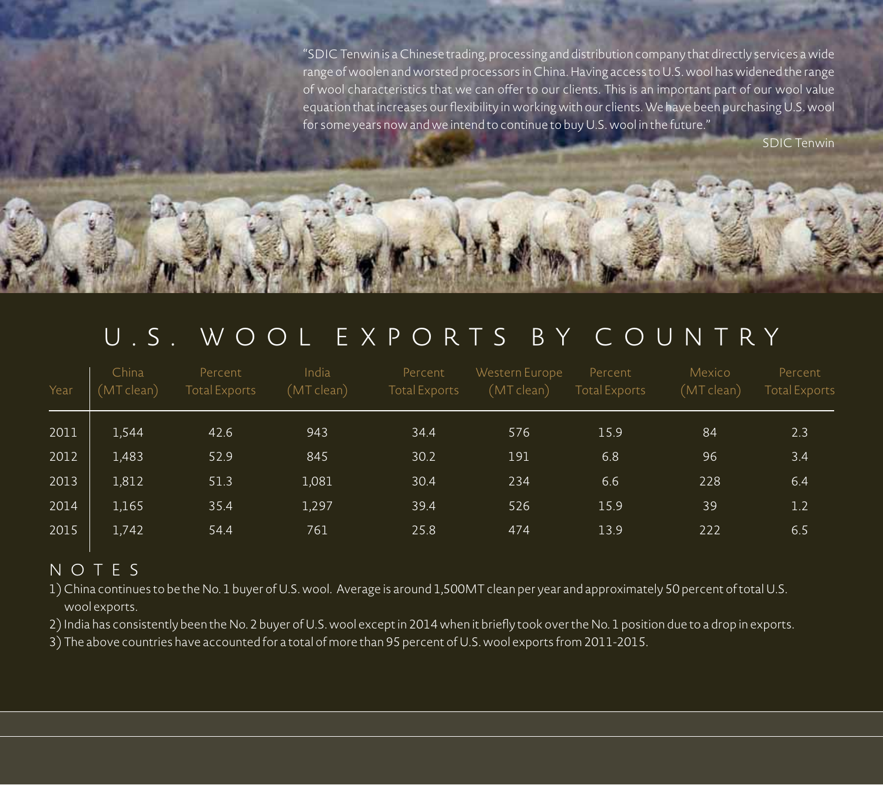"SDIC Tenwin is a Chinese trading, processing and distribution company that directly services a wide range of woolen and worsted processors in China. Having access to U.S. wool has widened the range of wool characteristics that we can offer to our clients. This is an important part of our wool value equation that increases our flexibility in working with our clients. We have been purchasing U.S. wool for some years now and we intend to continue to buy U.S. wool in the future."

SDIC Tenwin

## U.S. WOOL EXPORTS BY COUNTRY

| Year | China (MT clean) | Percent Total Exports | India (MT clean) | Percent Total Exports | Western Europe (MT clean) | Percent Total Exports | Mexico (MT clean) | Percent Total Exports |
|---|---|---|---|---|---|---|---|---|
| 2011 | 1,544 | 42.6 | 943 | 34.4 | 576 | 15.9 | 84 | 2.3 |
| 2012 | 1,483 | 52.9 | 845 | 30.2 | 191 | 6.8 | 96 | 3.4 |
| 2013 | 1,812 | 51.3 | 1,081 | 30.4 | 234 | 6.6 | 228 | 6.4 |
| 2014 | 1,165 | 35.4 | 1,297 | 39.4 | 526 | 15.9 | 39 | 1.2 |
| 2015 | 1,742 | 54.4 | 761 | 25.8 | 474 | 13.9 | 222 | 6.5 |

### NOTES

1) China continues to be the No. 1 buyer of U.S. wool. Average is around 1,500MT clean per year and approximately 50 percent of total U.S. wool exports.

2) India has consistently been the No. 2 buyer of U.S. wool except in 2014 when it briefly took over the No. 1 position due to a drop in exports.

3) The above countries have accounted for a total of more than 95 percent of U.S. wool exports from 2011-2015.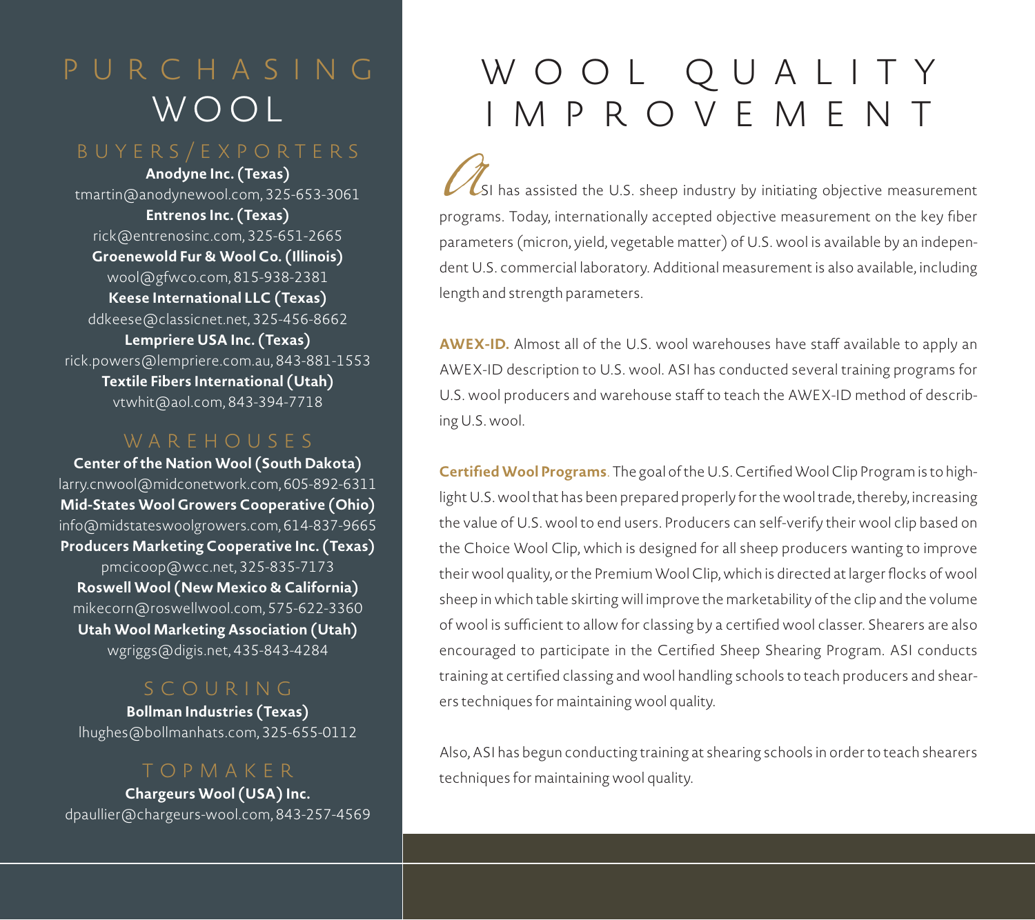# PURCHASING WOOL

## BUYERS/EXPORTERS

**Anodyne Inc. (Texas)**
tmartin@anodynewool.com, 325-653-3061

**Entrenos Inc. (Texas)**
rick@entrenosinc.com, 325-651-2665

**Groenewold Fur & Wool Co. (Illinois)**
wool@gfwco.com, 815-938-2381

**Keese International LLC (Texas)**
ddkeese@classicnet.net, 325-456-8662

**Lempriere USA Inc. (Texas)**
rick.powers@lempriere.com.au, 843-881-1553

**Textile Fibers International (Utah)**
vtwhit@aol.com, 843-394-7718

## WAREHOUSES

**Center of the Nation Wool (South Dakota)**
larry.cnwool@midconetwork.com, 605-892-6311

**Mid-States Wool Growers Cooperative (Ohio)**
info@midstateswoolgrowers.com, 614-837-9665

**Producers Marketing Cooperative Inc. (Texas)**
pmcicoop@wcc.net, 325-835-7173

**Roswell Wool (New Mexico & California)**
mikecorn@roswellwool.com, 575-622-3360

**Utah Wool Marketing Association (Utah)**
wgriggs@digis.net, 435-843-4284

## SCOURING

**Bollman Industries (Texas)**
lhughes@bollmanhats.com, 325-655-0112

## TOPMAKER

**Chargeurs Wool (USA) Inc.**
dpaullier@chargeurs-wool.com, 843-257-4569

# WOOL QUALITY IMPROVEMENT

ASI has assisted the U.S. sheep industry by initiating objective measurement programs. Today, internationally accepted objective measurement on the key fiber parameters (micron, yield, vegetable matter) of U.S. wool is available by an independent U.S. commercial laboratory. Additional measurement is also available, including length and strength parameters.

**AWEX-ID.** Almost all of the U.S. wool warehouses have staff available to apply an AWEX-ID description to U.S. wool. ASI has conducted several training programs for U.S. wool producers and warehouse staff to teach the AWEX-ID method of describing U.S. wool.

**Certified Wool Programs**. The goal of the U.S. Certified Wool Clip Program is to highlight U.S. wool that has been prepared properly for the wool trade, thereby, increasing the value of U.S. wool to end users. Producers can self-verify their wool clip based on the Choice Wool Clip, which is designed for all sheep producers wanting to improve their wool quality, or the Premium Wool Clip, which is directed at larger flocks of wool sheep in which table skirting will improve the marketability of the clip and the volume of wool is sufficient to allow for classing by a certified wool classer. Shearers are also encouraged to participate in the Certified Sheep Shearing Program. ASI conducts training at certified classing and wool handling schools to teach producers and shearers techniques for maintaining wool quality.

Also, ASI has begun conducting training at shearing schools in order to teach shearers techniques for maintaining wool quality.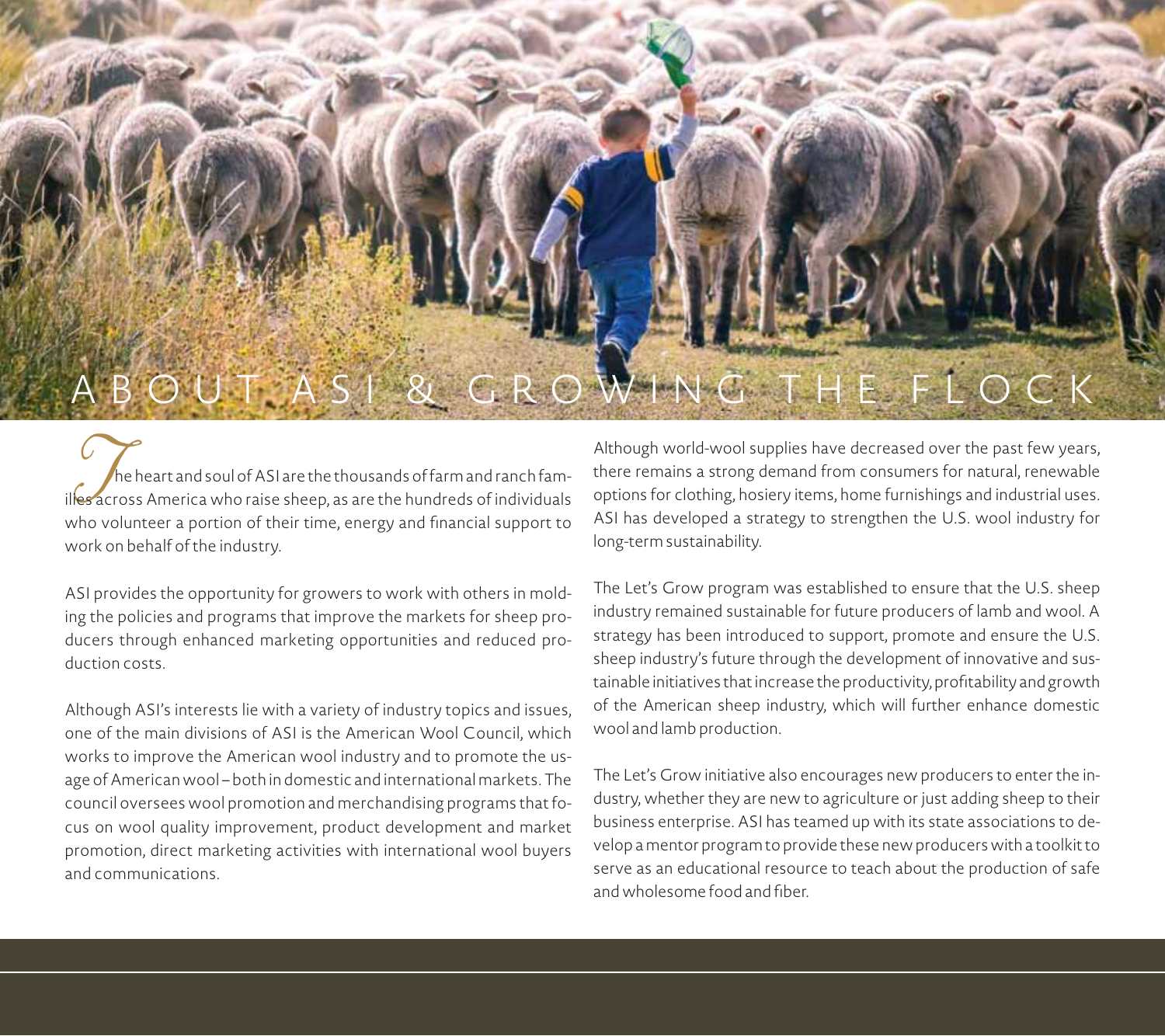# ABOUT ASI & GROWING THE FLOCK

The heart and soul of ASI are the thousands of farm and ranch families across America who raise sheep, as are the hundreds of individuals who volunteer a portion of their time, energy and financial support to work on behalf of the industry.

ASI provides the opportunity for growers to work with others in molding the policies and programs that improve the markets for sheep producers through enhanced marketing opportunities and reduced production costs.

Although ASI's interests lie with a variety of industry topics and issues, one of the main divisions of ASI is the American Wool Council, which works to improve the American wool industry and to promote the usage of American wool – both in domestic and international markets. The council oversees wool promotion and merchandising programs that focus on wool quality improvement, product development and market promotion, direct marketing activities with international wool buyers and communications.

Although world-wool supplies have decreased over the past few years, there remains a strong demand from consumers for natural, renewable options for clothing, hosiery items, home furnishings and industrial uses. ASI has developed a strategy to strengthen the U.S. wool industry for long-term sustainability.

The Let's Grow program was established to ensure that the U.S. sheep industry remained sustainable for future producers of lamb and wool. A strategy has been introduced to support, promote and ensure the U.S. sheep industry's future through the development of innovative and sustainable initiatives that increase the productivity, profitability and growth of the American sheep industry, which will further enhance domestic wool and lamb production.

The Let's Grow initiative also encourages new producers to enter the industry, whether they are new to agriculture or just adding sheep to their business enterprise. ASI has teamed up with its state associations to develop a mentor program to provide these new producers with a toolkit to serve as an educational resource to teach about the production of safe and wholesome food and fiber.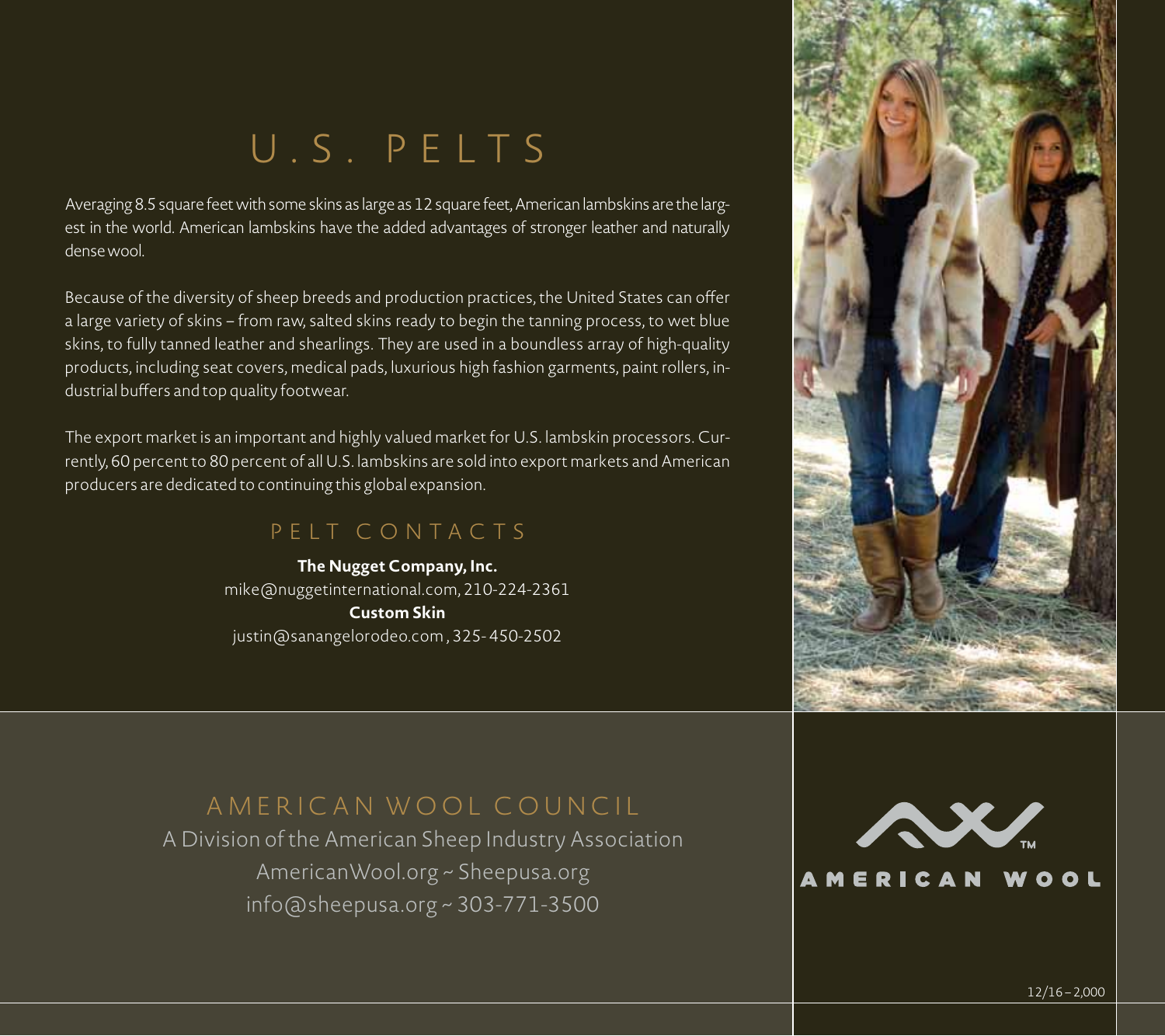# U.S. PELTS

Averaging 8.5 square feet with some skins as large as 12 square feet, American lambskins are the largest in the world. American lambskins have the added advantages of stronger leather and naturally dense wool.

Because of the diversity of sheep breeds and production practices, the United States can offer a large variety of skins – from raw, salted skins ready to begin the tanning process, to wet blue skins, to fully tanned leather and shearlings. They are used in a boundless array of high-quality products, including seat covers, medical pads, luxurious high fashion garments, paint rollers, industrial buffers and top quality footwear.

The export market is an important and highly valued market for U.S. lambskin processors. Currently, 60 percent to 80 percent of all U.S. lambskins are sold into export markets and American producers are dedicated to continuing this global expansion.

## PELT CONTACTS

**The Nugget Company, Inc.**
mike@nuggetinternational.com, 210-224-2361
**Custom Skin**
justin@sanangelorodeo.com , 325- 450-2502

## AMERICAN WOOL COUNCIL

A Division of the American Sheep Industry Association
AmericanWool.org ~ Sheepusa.org
info@sheepusa.org ~ 303-771-3500

AMERICAN WOOL

12/16 – 2,000